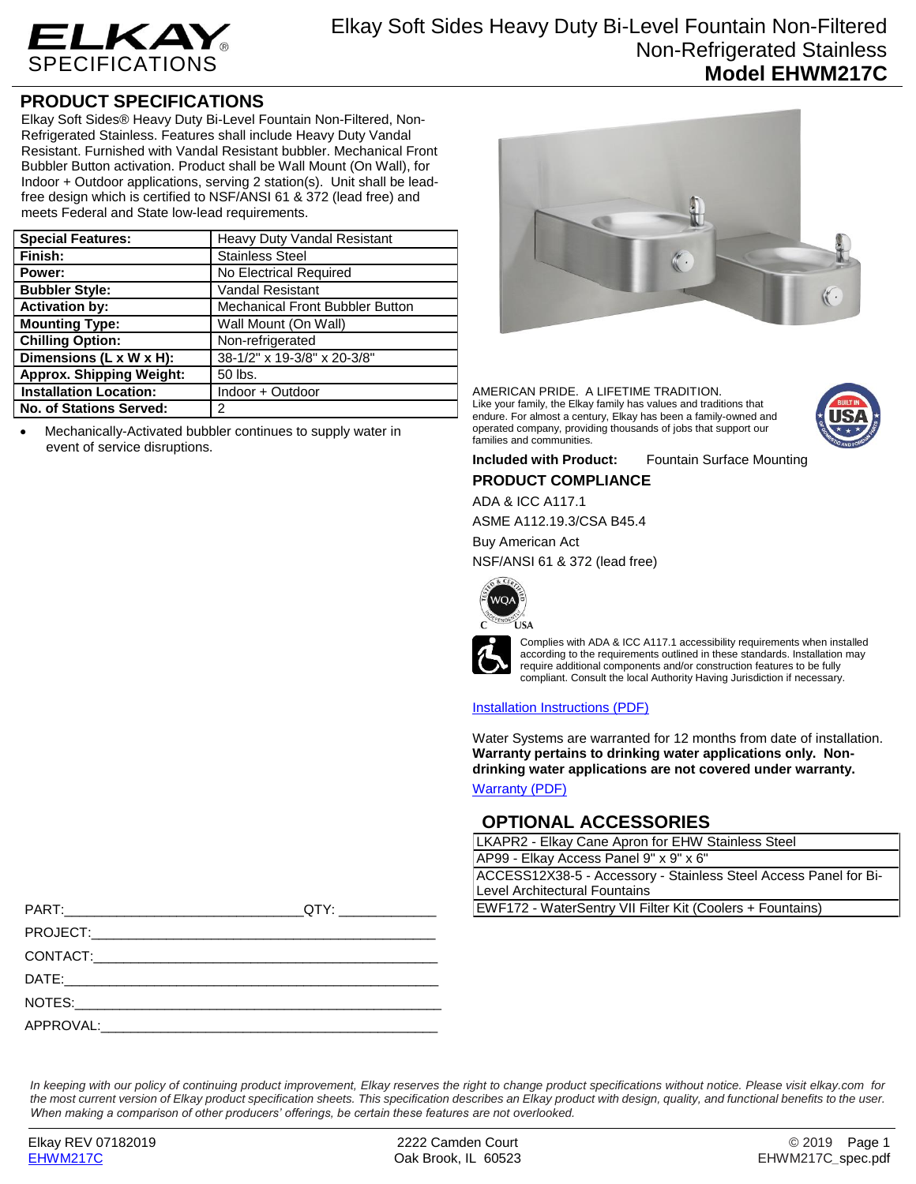# ELKAY SPECIFICATIONS

## Elkay Soft Sides Heavy Duty Bi-Level Fountain Non-Filtered Non-Refrigerated Stainless
## Model EHWM217C

## PRODUCT SPECIFICATIONS

Elkay Soft Sides® Heavy Duty Bi-Level Fountain Non-Filtered, Non-Refrigerated Stainless. Features shall include Heavy Duty Vandal Resistant. Furnished with Vandal Resistant bubbler. Mechanical Front Bubbler Button activation. Product shall be Wall Mount (On Wall), for Indoor + Outdoor applications, serving 2 station(s). Unit shall be lead-free design which is certified to NSF/ANSI 61 & 372 (lead free) and meets Federal and State low-lead requirements.

| | |
|---|---|
| **Special Features:** | Heavy Duty Vandal Resistant |
| **Finish:** | Stainless Steel |
| **Power:** | No Electrical Required |
| **Bubbler Style:** | Vandal Resistant |
| **Activation by:** | Mechanical Front Bubbler Button |
| **Mounting Type:** | Wall Mount (On Wall) |
| **Chilling Option:** | Non-refrigerated |
| **Dimensions (L x W x H):** | 38-1/2" x 19-3/8" x 20-3/8" |
| **Approx. Shipping Weight:** | 50 lbs. |
| **Installation Location:** | Indoor + Outdoor |
| **No. of Stations Served:** | 2 |

- Mechanically-Activated bubbler continues to supply water in event of service disruptions.

AMERICAN PRIDE. A LIFETIME TRADITION.
Like your family, the Elkay family has values and traditions that endure. For almost a century, Elkay has been a family-owned and operated company, providing thousands of jobs that support our families and communities.

**Included with Product:** Fountain Surface Mounting

## PRODUCT COMPLIANCE

ADA & ICC A117.1

ASME A112.19.3/CSA B45.4

Buy American Act

NSF/ANSI 61 & 372 (lead free)

Complies with ADA & ICC A117.1 accessibility requirements when installed according to the requirements outlined in these standards. Installation may require additional components and/or construction features to be fully compliant. Consult the local Authority Having Jurisdiction if necessary.

[Installation Instructions (PDF)]

Water Systems are warranted for 12 months from date of installation. **Warranty pertains to drinking water applications only. Non-drinking water applications are not covered under warranty.**

[Warranty (PDF)]

## OPTIONAL ACCESSORIES

| |
|---|
| LKAPR2 - Elkay Cane Apron for EHW Stainless Steel |
| AP99 - Elkay Access Panel 9" x 9" x 6" |
| ACCESS12X38-5 - Accessory - Stainless Steel Access Panel for Bi-Level Architectural Fountains |
| EWF172 - WaterSentry VII Filter Kit (Coolers + Fountains) |

PART:______________________________ QTY: ____________

PROJECT:____________________________________________

CONTACT:____________________________________________

DATE:_______________________________________________

NOTES:______________________________________________

APPROVAL:___________________________________________

*In keeping with our policy of continuing product improvement, Elkay reserves the right to change product specifications without notice. Please visit elkay.com for the most current version of Elkay product specification sheets. This specification describes an Elkay product with design, quality, and functional benefits to the user. When making a comparison of other producers' offerings, be certain these features are not overlooked.*

Elkay REV 07182019 | 2222 Camden Court, Oak Brook, IL 60523 | © 2019
EHWM217C | EHWM217C_spec.pdf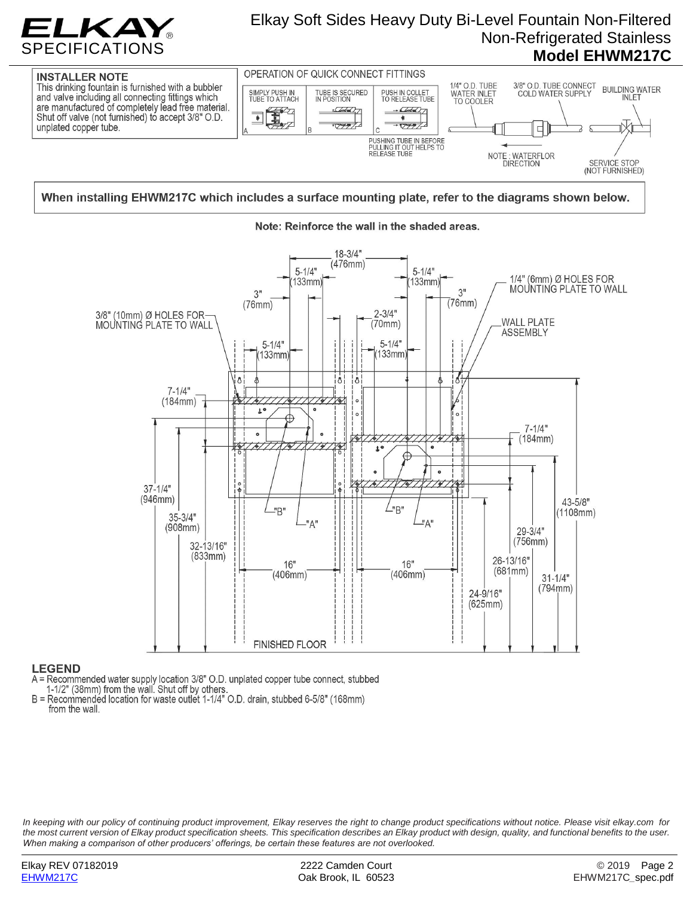# Elkay Soft Sides Heavy Duty Bi-Level Fountain Non-Filtered Non-Refrigerated Stainless

## Model EHWM217C

**INSTALLER NOTE**
This drinking fountain is furnished with a bubbler and valve including all connecting fittings which are manufactured of completely lead free material. Shut off valve (not furnished) to accept 3/8" O.D. unplated copper tube.

OPERATION OF QUICK CONNECT FITTINGS

A – SIMPLY PUSH IN TUBE TO ATTACH
B – TUBE IS SECURED IN POSITION
C – PUSH IN COLLET TO RELEASE TUBE

PUSHING TUBE IN BEFORE PULLING IT OUT HELPS TO RELEASE TUBE

1/4" O.D. TUBE WATER INLET TO COOLER
3/8" O.D. TUBE CONNECT COLD WATER SUPPLY
BUILDING WATER INLET
NOTE : WATERFLOR DIRECTION
SERVICE STOP (NOT FURNISHED)

**When installing EHWM217C which includes a surface mounting plate, refer to the diagrams shown below.**

**Note: Reinforce the wall in the shaded areas.**

18-3/4" (476mm)
5-1/4" (133mm)
5-1/4" (133mm)
3" (76mm)
3" (76mm)
1/4" (6mm) Ø HOLES FOR MOUNTING PLATE TO WALL
3/8" (10mm) Ø HOLES FOR MOUNTING PLATE TO WALL
2-3/4" (70mm)
WALL PLATE ASSEMBLY
5-1/4" (133mm)
5-1/4" (133mm)
7-1/4" (184mm)
7-1/4" (184mm)
37-1/4" (946mm)
35-3/4" (908mm)
32-13/16" (833mm)
"B"
"A"
"B"
"A"
43-5/8" (1108mm)
29-3/4" (756mm)
26-13/16" (681mm)
31-1/4" (794mm)
24-9/16" (625mm)
16" (406mm)
16" (406mm)
FINISHED FLOOR

**LEGEND**
A = Recommended water supply location 3/8" O.D. unplated copper tube connect, stubbed 1-1/2" (38mm) from the wall. Shut off by others.
B = Recommended location for waste outlet 1-1/4" O.D. drain, stubbed 6-5/8" (168mm) from the wall.

*In keeping with our policy of continuing product improvement, Elkay reserves the right to change product specifications without notice. Please visit elkay.com for the most current version of Elkay product specification sheets. This specification describes an Elkay product with design, quality, and functional benefits to the user. When making a comparison of other producers' offerings, be certain these features are not overlooked.*

Elkay REV 07182019
EHWM217C
2222 Camden Court
Oak Brook, IL 60523
© 2019
EHWM217C_spec.pdf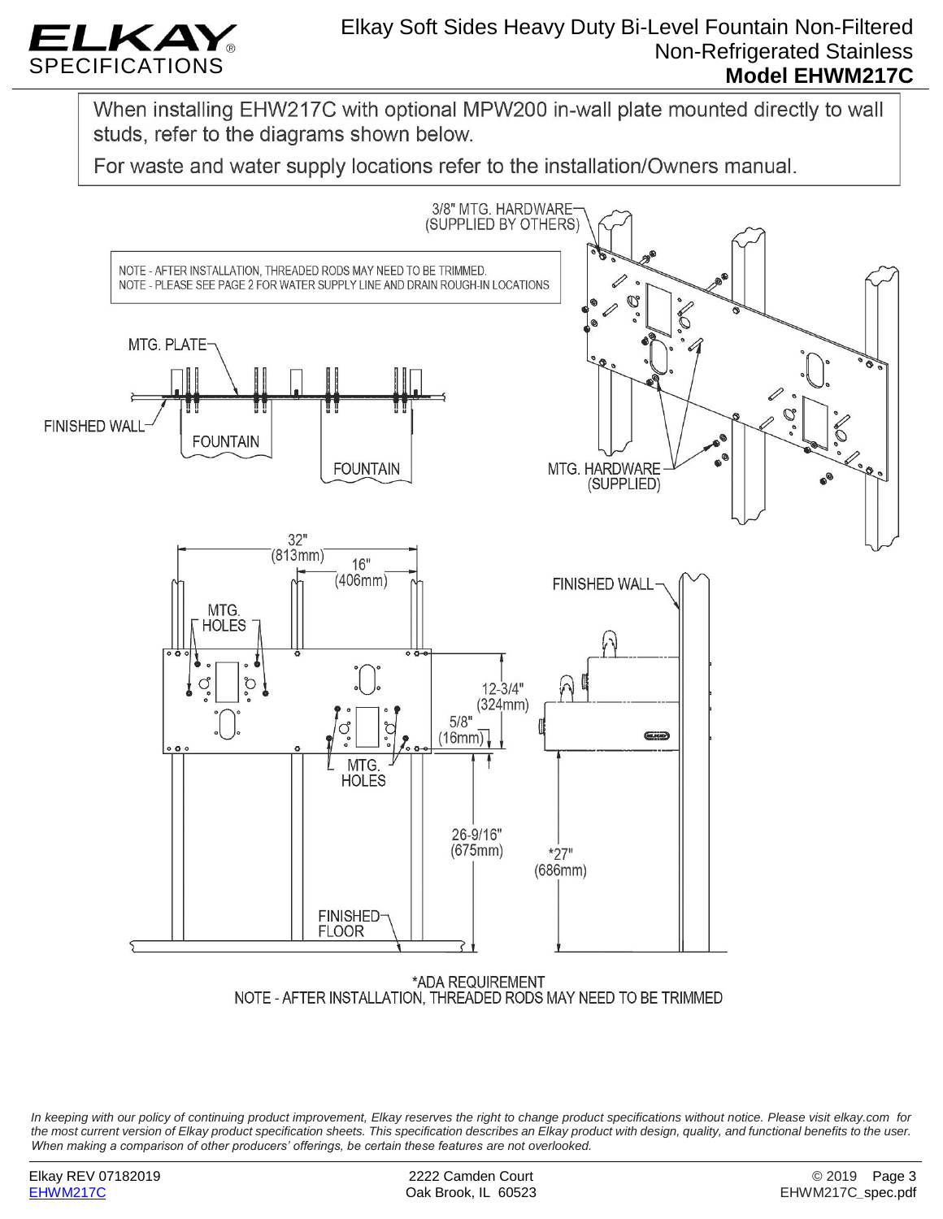When installing EHW217C with optional MPW200 in-wall plate mounted directly to wall studs, refer to the diagrams shown below.

For waste and water supply locations refer to the installation/Owners manual.

3/8" MTG. HARDWARE (SUPPLIED BY OTHERS)

NOTE - AFTER INSTALLATION, THREADED RODS MAY NEED TO BE TRIMMED.
NOTE - PLEASE SEE PAGE 2 FOR WATER SUPPLY LINE AND DRAIN ROUGH-IN LOCATIONS

MTG. PLATE

FINISHED WALL

FOUNTAIN

FOUNTAIN

MTG. HARDWARE (SUPPLIED)

32" (813mm)

16" (406mm)

MTG. HOLES

12-3/4" (324mm)

5/8" (16mm)

MTG. HOLES

26-9/16" (675mm)

*27" (686mm)

FINISHED WALL

FINISHED FLOOR

*ADA REQUIREMENT
NOTE - AFTER INSTALLATION, THREADED RODS MAY NEED TO BE TRIMMED

*In keeping with our policy of continuing product improvement, Elkay reserves the right to change product specifications without notice. Please visit elkay.com for the most current version of Elkay product specification sheets. This specification describes an Elkay product with design, quality, and functional benefits to the user. When making a comparison of other producers' offerings, be certain these features are not overlooked.*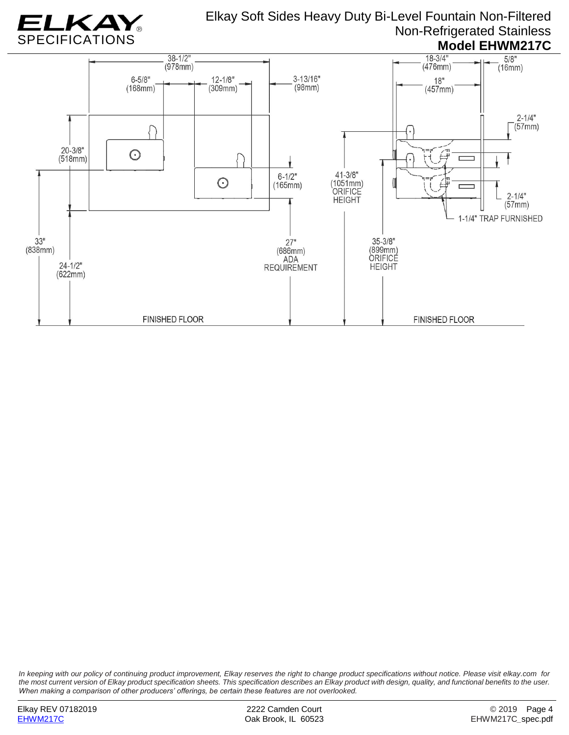# Elkay Soft Sides Heavy Duty Bi-Level Fountain Non-Filtered Non-Refrigerated Stainless

## Model EHWM217C

38-1/2"
(978mm)

6-5/8"
(168mm)

12-1/8"
(309mm)

3-13/16"
(98mm)

18-3/4"
(476mm)

5/8"
(16mm)

18"
(457mm)

2-1/4"
(57mm)

20-3/8"
(518mm)

6-1/2"
(165mm)

41-3/8"
(1051mm)
ORIFICE
HEIGHT

2-1/4"
(57mm)

1-1/4" TRAP FURNISHED

33"
(838mm)

24-1/2"
(622mm)

27"
(686mm)
ADA
REQUIREMENT

35-3/8"
(899mm)
ORIFICE
HEIGHT

FINISHED FLOOR

FINISHED FLOOR

*In keeping with our policy of continuing product improvement, Elkay reserves the right to change product specifications without notice. Please visit elkay.com for the most current version of Elkay product specification sheets. This specification describes an Elkay product with design, quality, and functional benefits to the user. When making a comparison of other producers' offerings, be certain these features are not overlooked.*

Elkay REV 07182019
EHWM217C

2222 Camden Court
Oak Brook, IL 60523

© 2019
EHWM217C_spec.pdf